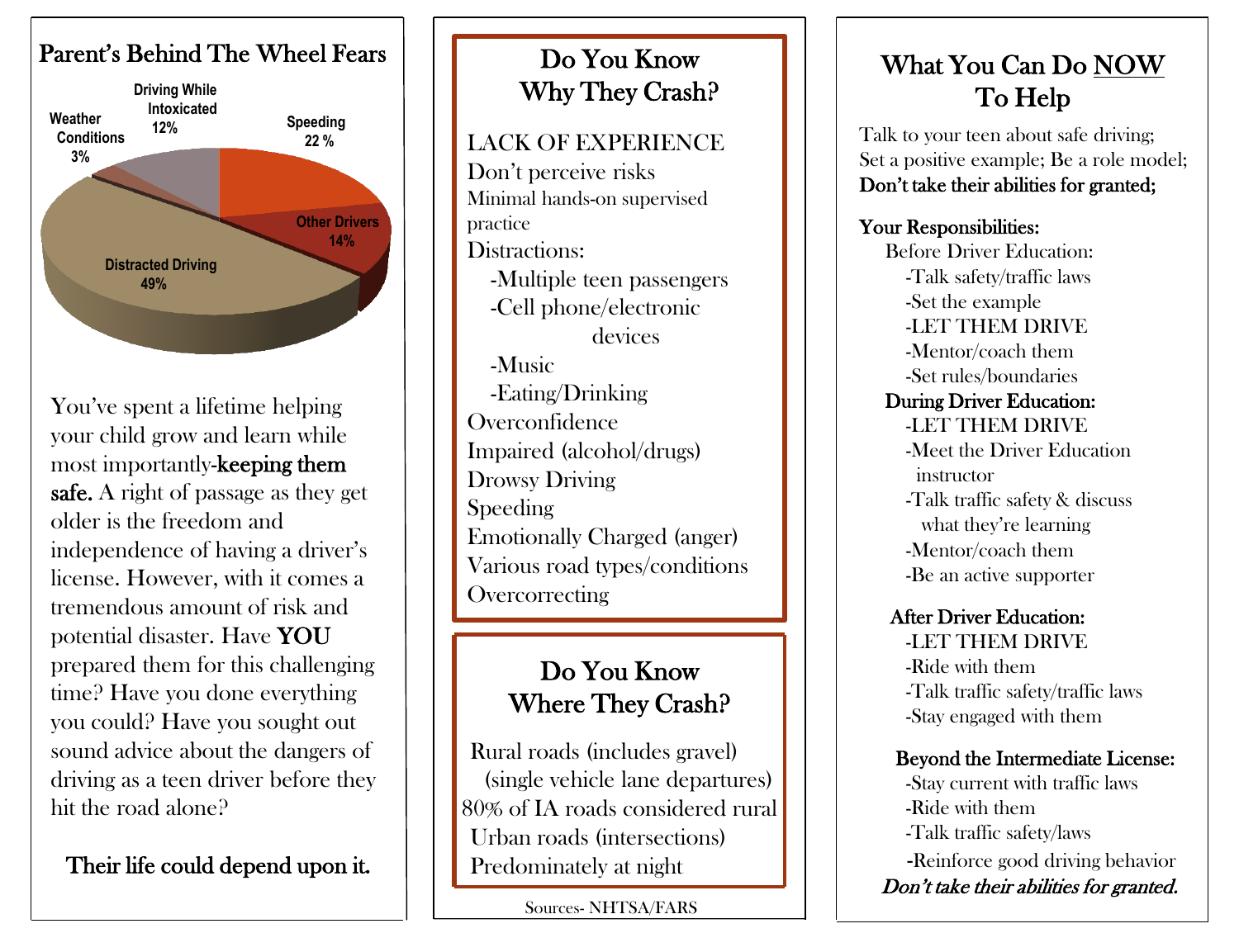## Parent's Behind The Wheel Fears

- Weather Conditions 3%
- Driving While Intoxicated 12%
- Speeding 22 %
- Other Drivers 14%
- Distracted Driving 49%

You've spent a lifetime helping your child grow and learn while most importantly-**keeping them safe.** A right of passage as they get older is the freedom and independence of having a driver's license. However, with it comes a tremendous amount of risk and potential disaster. Have **YOU** prepared them for this challenging time? Have you done everything you could? Have you sought out sound advice about the dangers of driving as a teen driver before they hit the road alone?

**Their life could depend upon it.**

## Do You Know Why They Crash?

LACK OF EXPERIENCE
Don't perceive risks
Minimal hands-on supervised practice
Distractions:
- -Multiple teen passengers
- -Cell phone/electronic devices
- -Music
- -Eating/Drinking

Overconfidence
Impaired (alcohol/drugs)
Drowsy Driving
Speeding
Emotionally Charged (anger)
Various road types/conditions
Overcorrecting

## Do You Know Where They Crash?

Rural roads (includes gravel)
(single vehicle lane departures)
80% of IA roads considered rural
Urban roads (intersections)
Predominately at night

Sources- NHTSA/FARS

## What You Can Do NOW To Help

Talk to your teen about safe driving; Set a positive example; Be a role model; **Don't take their abilities for granted;**

**Your Responsibilities:**

Before Driver Education:
- -Talk safety/traffic laws
- -Set the example
- -LET THEM DRIVE
- -Mentor/coach them
- -Set rules/boundaries

**During Driver Education:**
- -LET THEM DRIVE
- -Meet the Driver Education instructor
- -Talk traffic safety & discuss what they're learning
- -Mentor/coach them
- -Be an active supporter

**After Driver Education:**
- -LET THEM DRIVE
- -Ride with them
- -Talk traffic safety/traffic laws
- -Stay engaged with them

**Beyond the Intermediate License:**
- -Stay current with traffic laws
- -Ride with them
- -Talk traffic safety/laws
- -Reinforce good driving behavior

***Don't take their abilities for granted.***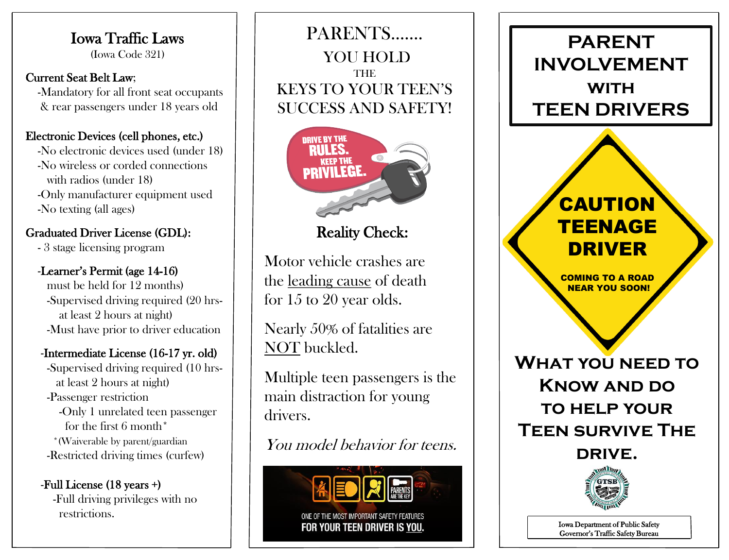# Iowa Traffic Laws

(Iowa Code 321)

**Current Seat Belt Law;**

- Mandatory for all front seat occupants & rear passengers under 18 years old

**Electronic Devices (cell phones, etc.)**

- No electronic devices used (under 18)
- No wireless or corded connections with radios (under 18)
- Only manufacturer equipment used
- No texting (all ages)

**Graduated Driver License (GDL):**

- 3 stage licensing program

**-Learner's Permit (age 14-16)**

must be held for 12 months)

- Supervised driving required (20 hrs- at least 2 hours at night)
- Must have prior to driver education

**-Intermediate License (16-17 yr. old)**

- Supervised driving required (10 hrs- at least 2 hours at night)
- Passenger restriction
  - Only 1 unrelated teen passenger for the first 6 month*

  *(Waiverable by parent/guardian
- Restricted driving times (curfew)

**-Full License (18 years +)**

- Full driving privileges with no restrictions.

# PARENTS.......

## YOU HOLD THE KEYS TO YOUR TEEN'S SUCCESS AND SAFETY!

DRIVE BY THE RULES. KEEP THE PRIVILEGE.

## Reality Check:

Motor vehicle crashes are the leading cause of death for 15 to 20 year olds.

Nearly 50% of fatalities are NOT buckled.

Multiple teen passengers is the main distraction for young drivers.

*You model behavior for teens.*

PARENTS ARE THE KEY

ONE OF THE MOST IMPORTANT SAFETY FEATURES FOR YOUR TEEN DRIVER IS YOU.

# PARENT INVOLVEMENT WITH TEEN DRIVERS

**CAUTION TEENAGE DRIVER**

COMING TO A ROAD NEAR YOU SOON!

## What you need to Know and do to help your Teen survive The drive.

GTSB

Iowa Department of Public Safety
Governor's Traffic Safety Bureau